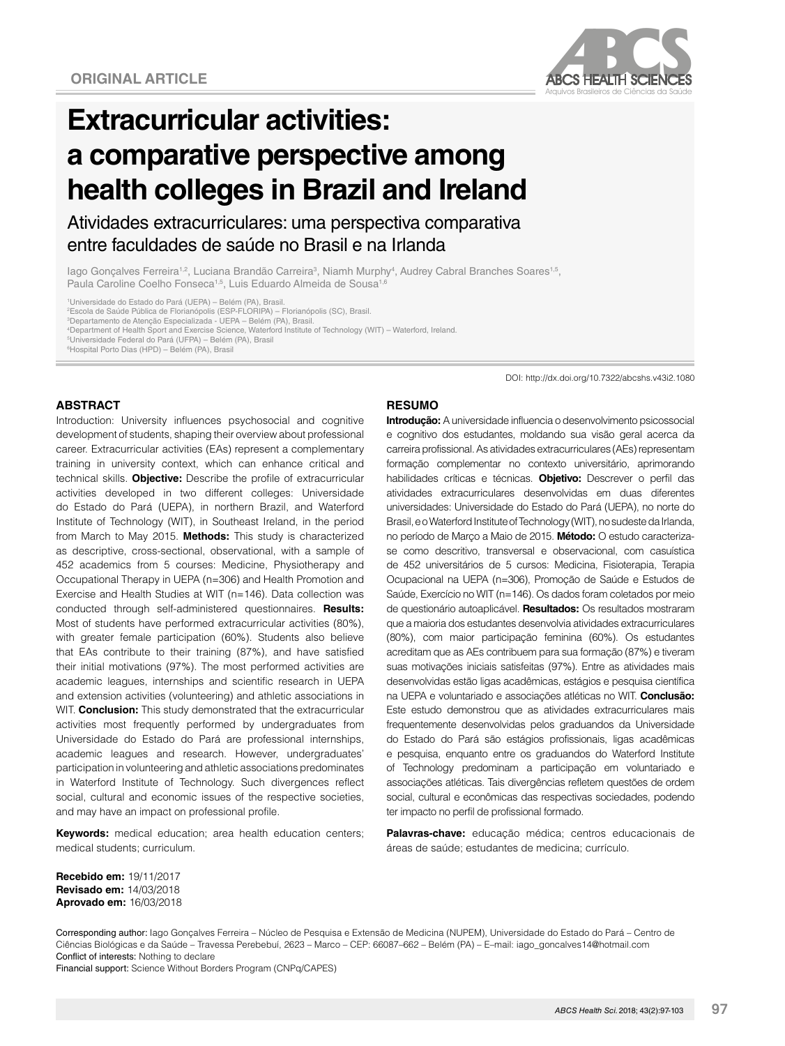ORIGINAL ARTICLE

# Extracurricular activities: a comparative perspective among health colleges in Brazil and Ireland

## Atividades extracurriculares: uma perspectiva comparativa entre faculdades de saúde no Brasil e na Irlanda

Iago Gonçalves Ferreira[1,2], Luciana Brandão Carreira[3], Niamh Murphy[4], Audrey Cabral Branches Soares[1,5], Paula Caroline Coelho Fonseca[1,5], Luis Eduardo Almeida de Sousa[1,6]

[1]Universidade do Estado do Pará (UEPA) – Belém (PA), Brasil.
[2]Escola de Saúde Pública de Florianópolis (ESP-FLORIPA) – Florianópolis (SC), Brasil.
[3]Departamento de Atenção Especializada - UEPA – Belém (PA), Brasil.
[4]Department of Health Sport and Exercise Science, Waterford Institute of Technology (WIT) – Waterford, Ireland.
[5]Universidade Federal do Pará (UFPA) – Belém (PA), Brasil
[6]Hospital Porto Dias (HPD) – Belém (PA), Brasil

DOI: http://dx.doi.org/10.7322/abcshs.v43i2.1080

### ABSTRACT

Introduction: University influences psychosocial and cognitive development of students, shaping their overview about professional career. Extracurricular activities (EAs) represent a complementary training in university context, which can enhance critical and technical skills. **Objective:** Describe the profile of extracurricular activities developed in two different colleges: Universidade do Estado do Pará (UEPA), in northern Brazil, and Waterford Institute of Technology (WIT), in Southeast Ireland, in the period from March to May 2015. **Methods:** This study is characterized as descriptive, cross-sectional, observational, with a sample of 452 academics from 5 courses: Medicine, Physiotherapy and Occupational Therapy in UEPA (n=306) and Health Promotion and Exercise and Health Studies at WIT (n=146). Data collection was conducted through self-administered questionnaires. **Results:** Most of students have performed extracurricular activities (80%), with greater female participation (60%). Students also believe that EAs contribute to their training (87%), and have satisfied their initial motivations (97%). The most performed activities are academic leagues, internships and scientific research in UEPA and extension activities (volunteering) and athletic associations in WIT. **Conclusion:** This study demonstrated that the extracurricular activities most frequently performed by undergraduates from Universidade do Estado do Pará are professional internships, academic leagues and research. However, undergraduates' participation in volunteering and athletic associations predominates in Waterford Institute of Technology. Such divergences reflect social, cultural and economic issues of the respective societies, and may have an impact on professional profile.

**Keywords:** medical education; area health education centers; medical students; curriculum.

### RESUMO

**Introdução:** A universidade influencia o desenvolvimento psicossocial e cognitivo dos estudantes, moldando sua visão geral acerca da carreira profissional. As atividades extracurriculares (AEs) representam formação complementar no contexto universitário, aprimorando habilidades críticas e técnicas. **Objetivo:** Descrever o perfil das atividades extracurriculares desenvolvidas em duas diferentes universidades: Universidade do Estado do Pará (UEPA), no norte do Brasil, e o Waterford Institute of Technology (WIT), no sudeste da Irlanda, no período de Março a Maio de 2015. **Método:** O estudo caracteriza-se como descritivo, transversal e observacional, com casuística de 452 universitários de 5 cursos: Medicina, Fisioterapia, Terapia Ocupacional na UEPA (n=306), Promoção de Saúde e Estudos de Saúde, Exercício no WIT (n=146). Os dados foram coletados por meio de questionário autoaplicável. **Resultados:** Os resultados mostraram que a maioria dos estudantes desenvolvia atividades extracurriculares (80%), com maior participação feminina (60%). Os estudantes acreditam que as AEs contribuem para sua formação (87%) e tiveram suas motivações iniciais satisfeitas (97%). Entre as atividades mais desenvolvidas estão ligas acadêmicas, estágios e pesquisa científica na UEPA e voluntariado e associações atléticas no WIT. **Conclusão:** Este estudo demonstrou que as atividades extracurriculares mais frequentemente desenvolvidas pelos graduandos da Universidade do Estado do Pará são estágios profissionais, ligas acadêmicas e pesquisa, enquanto entre os graduandos do Waterford Institute of Technology predominam a participação em voluntariado e associações atléticas. Tais divergências refletem questões de ordem social, cultural e econômicas das respectivas sociedades, podendo ter impacto no perfil de profissional formado.

**Palavras-chave:** educação médica; centros educacionais de áreas de saúde; estudantes de medicina; currículo.

**Recebido em:** 19/11/2017
**Revisado em:** 14/03/2018
**Aprovado em:** 16/03/2018

Corresponding author: Iago Gonçalves Ferreira – Núcleo de Pesquisa e Extensão de Medicina (NUPEM), Universidade do Estado do Pará – Centro de Ciências Biológicas e da Saúde – Travessa Perebebuí, 2623 – Marco – CEP: 66087–662 – Belém (PA) – E–mail: iago_goncalves14@hotmail.com
Conflict of interests: Nothing to declare
Financial support: Science Without Borders Program (CNPq/CAPES)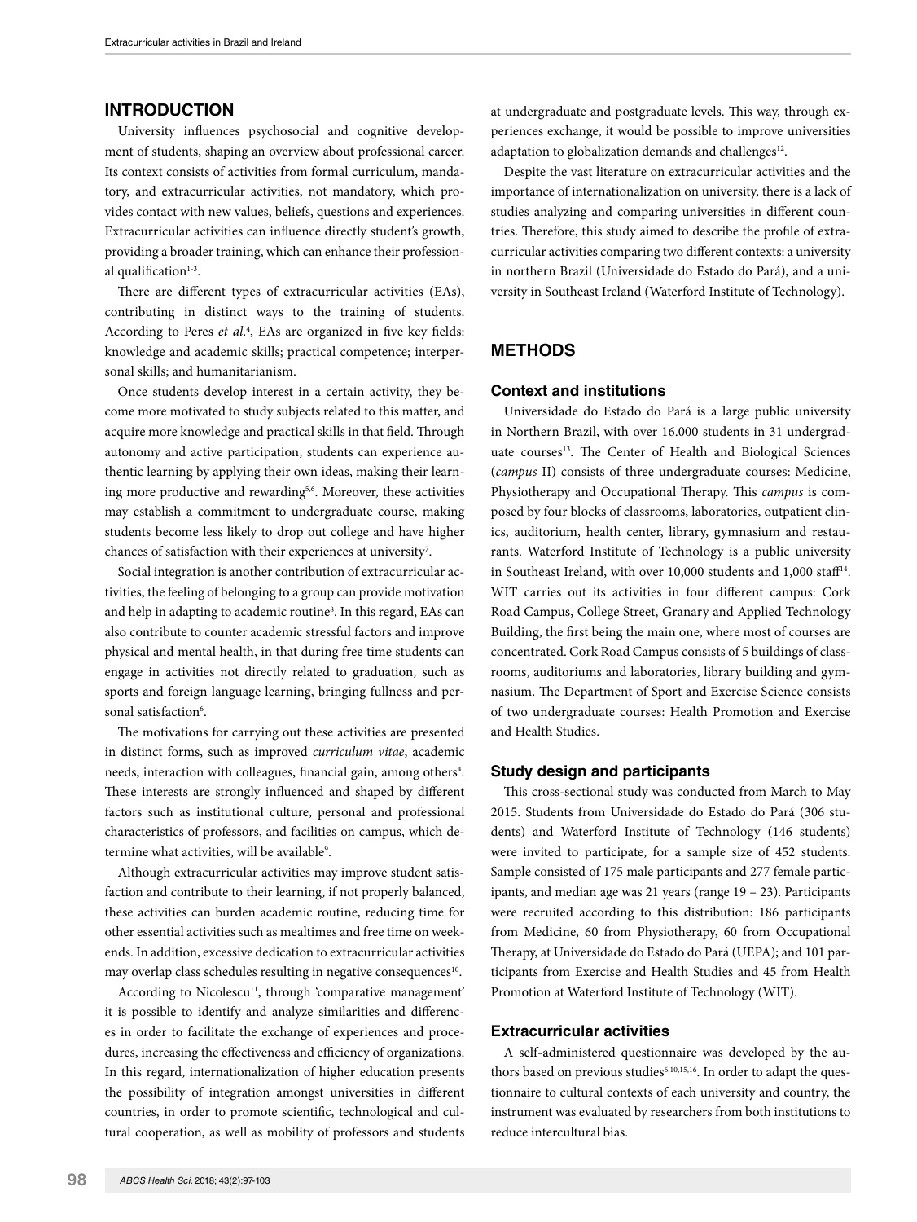## INTRODUCTION

University influences psychosocial and cognitive development of students, shaping an overview about professional career. Its context consists of activities from formal curriculum, mandatory, and extracurricular activities, not mandatory, which provides contact with new values, beliefs, questions and experiences. Extracurricular activities can influence directly student's growth, providing a broader training, which can enhance their professional qualification[1-3].

There are different types of extracurricular activities (EAs), contributing in distinct ways to the training of students. According to Peres *et al.*[4], EAs are organized in five key fields: knowledge and academic skills; practical competence; interpersonal skills; and humanitarianism.

Once students develop interest in a certain activity, they become more motivated to study subjects related to this matter, and acquire more knowledge and practical skills in that field. Through autonomy and active participation, students can experience authentic learning by applying their own ideas, making their learning more productive and rewarding[5,6]. Moreover, these activities may establish a commitment to undergraduate course, making students become less likely to drop out college and have higher chances of satisfaction with their experiences at university[7].

Social integration is another contribution of extracurricular activities, the feeling of belonging to a group can provide motivation and help in adapting to academic routine[8]. In this regard, EAs can also contribute to counter academic stressful factors and improve physical and mental health, in that during free time students can engage in activities not directly related to graduation, such as sports and foreign language learning, bringing fullness and personal satisfaction[6].

The motivations for carrying out these activities are presented in distinct forms, such as improved *curriculum vitae*, academic needs, interaction with colleagues, financial gain, among others[4]. These interests are strongly influenced and shaped by different factors such as institutional culture, personal and professional characteristics of professors, and facilities on campus, which determine what activities, will be available[9].

Although extracurricular activities may improve student satisfaction and contribute to their learning, if not properly balanced, these activities can burden academic routine, reducing time for other essential activities such as mealtimes and free time on weekends. In addition, excessive dedication to extracurricular activities may overlap class schedules resulting in negative consequences[10].

According to Nicolescu[11], through 'comparative management' it is possible to identify and analyze similarities and differences in order to facilitate the exchange of experiences and procedures, increasing the effectiveness and efficiency of organizations. In this regard, internationalization of higher education presents the possibility of integration amongst universities in different countries, in order to promote scientific, technological and cultural cooperation, as well as mobility of professors and students at undergraduate and postgraduate levels. This way, through experiences exchange, it would be possible to improve universities adaptation to globalization demands and challenges[12].

Despite the vast literature on extracurricular activities and the importance of internationalization on university, there is a lack of studies analyzing and comparing universities in different countries. Therefore, this study aimed to describe the profile of extracurricular activities comparing two different contexts: a university in northern Brazil (Universidade do Estado do Pará), and a university in Southeast Ireland (Waterford Institute of Technology).

## METHODS

### Context and institutions

Universidade do Estado do Pará is a large public university in Northern Brazil, with over 16.000 students in 31 undergraduate courses[13]. The Center of Health and Biological Sciences (*campus* II) consists of three undergraduate courses: Medicine, Physiotherapy and Occupational Therapy. This *campus* is composed by four blocks of classrooms, laboratories, outpatient clinics, auditorium, health center, library, gymnasium and restaurants. Waterford Institute of Technology is a public university in Southeast Ireland, with over 10,000 students and 1,000 staff[14]. WIT carries out its activities in four different campus: Cork Road Campus, College Street, Granary and Applied Technology Building, the first being the main one, where most of courses are concentrated. Cork Road Campus consists of 5 buildings of classrooms, auditoriums and laboratories, library building and gymnasium. The Department of Sport and Exercise Science consists of two undergraduate courses: Health Promotion and Exercise and Health Studies.

### Study design and participants

This cross-sectional study was conducted from March to May 2015. Students from Universidade do Estado do Pará (306 students) and Waterford Institute of Technology (146 students) were invited to participate, for a sample size of 452 students. Sample consisted of 175 male participants and 277 female participants, and median age was 21 years (range 19 – 23). Participants were recruited according to this distribution: 186 participants from Medicine, 60 from Physiotherapy, 60 from Occupational Therapy, at Universidade do Estado do Pará (UEPA); and 101 participants from Exercise and Health Studies and 45 from Health Promotion at Waterford Institute of Technology (WIT).

### Extracurricular activities

A self-administered questionnaire was developed by the authors based on previous studies[6,10,15,16]. In order to adapt the questionnaire to cultural contexts of each university and country, the instrument was evaluated by researchers from both institutions to reduce intercultural bias.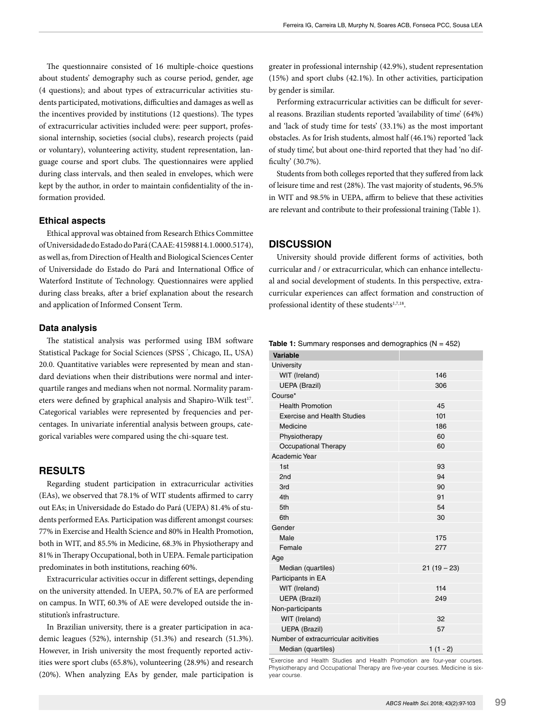The questionnaire consisted of 16 multiple-choice questions about students' demography such as course period, gender, age (4 questions); and about types of extracurricular activities students participated, motivations, difficulties and damages as well as the incentives provided by institutions (12 questions). The types of extracurricular activities included were: peer support, professional internship, societies (social clubs), research projects (paid or voluntary), volunteering activity, student representation, language course and sport clubs. The questionnaires were applied during class intervals, and then sealed in envelopes, which were kept by the author, in order to maintain confidentiality of the information provided.

### Ethical aspects

Ethical approval was obtained from Research Ethics Committee of Universidade do Estado do Pará (CAAE: 41598814.1.0000.5174), as well as, from Direction of Health and Biological Sciences Center of Universidade do Estado do Pará and International Office of Waterford Institute of Technology. Questionnaires were applied during class breaks, after a brief explanation about the research and application of Informed Consent Term.

### Data analysis

The statistical analysis was performed using IBM software Statistical Package for Social Sciences (SPSS®, Chicago, IL, USA) 20.0. Quantitative variables were represented by mean and standard deviations when their distributions were normal and interquartile ranges and medians when not normal. Normality parameters were defined by graphical analysis and Shapiro-Wilk test[17]. Categorical variables were represented by frequencies and percentages. In univariate inferential analysis between groups, categorical variables were compared using the chi-square test.

## RESULTS

Regarding student participation in extracurricular activities (EAs), we observed that 78.1% of WIT students affirmed to carry out EAs; in Universidade do Estado do Pará (UEPA) 81.4% of students performed EAs. Participation was different amongst courses: 77% in Exercise and Health Science and 80% in Health Promotion, both in WIT, and 85.5% in Medicine, 68.3% in Physiotherapy and 81% in Therapy Occupational, both in UEPA. Female participation predominates in both institutions, reaching 60%.

Extracurricular activities occur in different settings, depending on the university attended. In UEPA, 50.7% of EA are performed on campus. In WIT, 60.3% of AE were developed outside the institution's infrastructure.

In Brazilian university, there is a greater participation in academic leagues (52%), internship (51.3%) and research (51.3%). However, in Irish university the most frequently reported activities were sport clubs (65.8%), volunteering (28.9%) and research (20%). When analyzing EAs by gender, male participation is greater in professional internship (42.9%), student representation (15%) and sport clubs (42.1%). In other activities, participation by gender is similar.

Performing extracurricular activities can be difficult for several reasons. Brazilian students reported 'availability of time' (64%) and 'lack of study time for tests' (33.1%) as the most important obstacles. As for Irish students, almost half (46.1%) reported 'lack of study time', but about one-third reported that they had 'no difficulty' (30.7%).

Students from both colleges reported that they suffered from lack of leisure time and rest (28%). The vast majority of students, 96.5% in WIT and 98.5% in UEPA, affirm to believe that these activities are relevant and contribute to their professional training (Table 1).

## DISCUSSION

University should provide different forms of activities, both curricular and / or extracurricular, which can enhance intellectual and social development of students. In this perspective, extracurricular experiences can affect formation and construction of professional identity of these students[1,7,18].

**Table 1:** Summary responses and demographics (N = 452)

| Variable | |
|---|---|
| University | |
| WIT (Ireland) | 146 |
| UEPA (Brazil) | 306 |
| Course* | |
| Health Promotion | 45 |
| Exercise and Health Studies | 101 |
| Medicine | 186 |
| Physiotherapy | 60 |
| Occupational Therapy | 60 |
| Academic Year | |
| 1st | 93 |
| 2nd | 94 |
| 3rd | 90 |
| 4th | 91 |
| 5th | 54 |
| 6th | 30 |
| Gender | |
| Male | 175 |
| Female | 277 |
| Age | |
| Median (quartiles) | 21 (19 – 23) |
| Participants in EA | |
| WIT (Ireland) | 114 |
| UEPA (Brazil) | 249 |
| Non-participants | |
| WIT (Ireland) | 32 |
| UEPA (Brazil) | 57 |
| Number of extracurricular acitivities | |
| Median (quartiles) | 1 (1 - 2) |

*Exercise and Health Studies and Health Promotion are four-year courses. Physiotherapy and Occupational Therapy are five-year courses. Medicine is six-year course.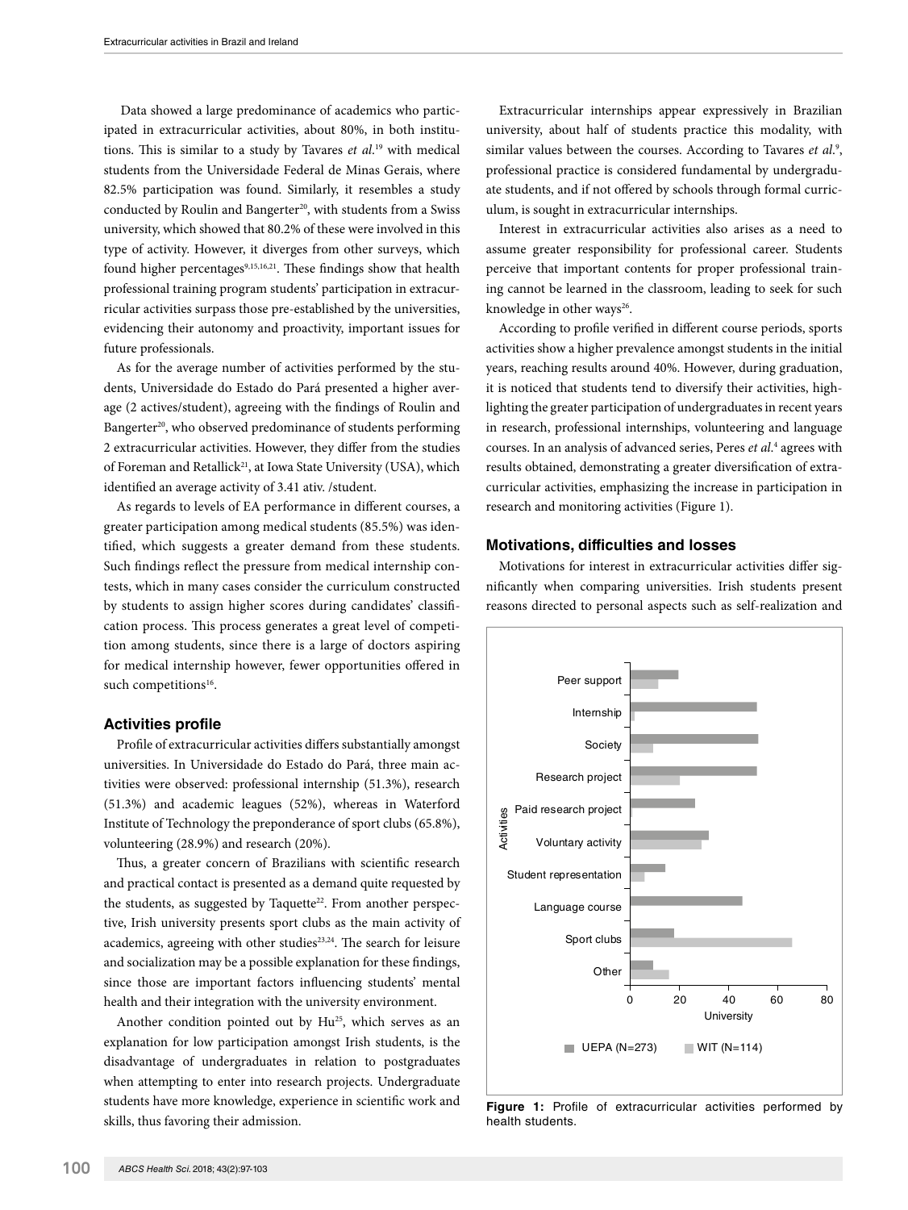Data showed a large predominance of academics who participated in extracurricular activities, about 80%, in both institutions. This is similar to a study by Tavares *et al.*[19] with medical students from the Universidade Federal de Minas Gerais, where 82.5% participation was found. Similarly, it resembles a study conducted by Roulin and Bangerter[20], with students from a Swiss university, which showed that 80.2% of these were involved in this type of activity. However, it diverges from other surveys, which found higher percentages[9,15,16,21]. These findings show that health professional training program students' participation in extracurricular activities surpass those pre-established by the universities, evidencing their autonomy and proactivity, important issues for future professionals.

As for the average number of activities performed by the students, Universidade do Estado do Pará presented a higher average (2 actives/student), agreeing with the findings of Roulin and Bangerter[20], who observed predominance of students performing 2 extracurricular activities. However, they differ from the studies of Foreman and Retallick[21], at Iowa State University (USA), which identified an average activity of 3.41 ativ. /student.

As regards to levels of EA performance in different courses, a greater participation among medical students (85.5%) was identified, which suggests a greater demand from these students. Such findings reflect the pressure from medical internship contests, which in many cases consider the curriculum constructed by students to assign higher scores during candidates' classification process. This process generates a great level of competition among students, since there is a large of doctors aspiring for medical internship however, fewer opportunities offered in such competitions[16].

### Activities profile

Profile of extracurricular activities differs substantially amongst universities. In Universidade do Estado do Pará, three main activities were observed: professional internship (51.3%), research (51.3%) and academic leagues (52%), whereas in Waterford Institute of Technology the preponderance of sport clubs (65.8%), volunteering (28.9%) and research (20%).

Thus, a greater concern of Brazilians with scientific research and practical contact is presented as a demand quite requested by the students, as suggested by Taquette[22]. From another perspective, Irish university presents sport clubs as the main activity of academics, agreeing with other studies[23,24]. The search for leisure and socialization may be a possible explanation for these findings, since those are important factors influencing students' mental health and their integration with the university environment.

Another condition pointed out by Hu[25], which serves as an explanation for low participation amongst Irish students, is the disadvantage of undergraduates in relation to postgraduates when attempting to enter into research projects. Undergraduate students have more knowledge, experience in scientific work and skills, thus favoring their admission.

Extracurricular internships appear expressively in Brazilian university, about half of students practice this modality, with similar values between the courses. According to Tavares *et al.*[9], professional practice is considered fundamental by undergraduate students, and if not offered by schools through formal curriculum, is sought in extracurricular internships.

Interest in extracurricular activities also arises as a need to assume greater responsibility for professional career. Students perceive that important contents for proper professional training cannot be learned in the classroom, leading to seek for such knowledge in other ways[26].

According to profile verified in different course periods, sports activities show a higher prevalence amongst students in the initial years, reaching results around 40%. However, during graduation, it is noticed that students tend to diversify their activities, highlighting the greater participation of undergraduates in recent years in research, professional internships, volunteering and language courses. In an analysis of advanced series, Peres *et al.*[4] agrees with results obtained, demonstrating a greater diversification of extracurricular activities, emphasizing the increase in participation in research and monitoring activities (Figure 1).

### Motivations, difficulties and losses

Motivations for interest in extracurricular activities differ significantly when comparing universities. Irish students present reasons directed to personal aspects such as self-realization and

**Figure 1:** Profile of extracurricular activities performed by health students.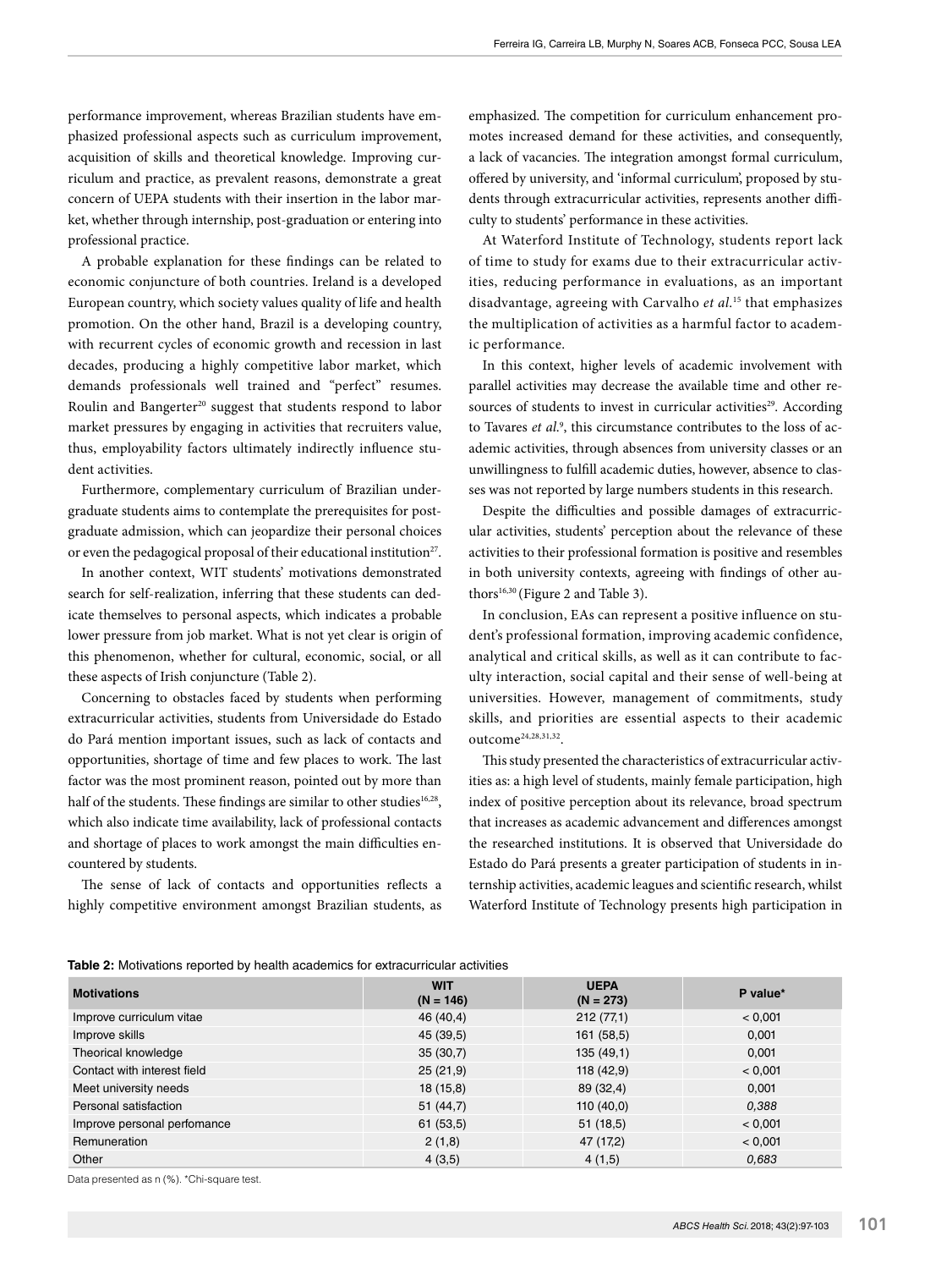performance improvement, whereas Brazilian students have emphasized professional aspects such as curriculum improvement, acquisition of skills and theoretical knowledge. Improving curriculum and practice, as prevalent reasons, demonstrate a great concern of UEPA students with their insertion in the labor market, whether through internship, post-graduation or entering into professional practice.

A probable explanation for these findings can be related to economic conjuncture of both countries. Ireland is a developed European country, which society values quality of life and health promotion. On the other hand, Brazil is a developing country, with recurrent cycles of economic growth and recession in last decades, producing a highly competitive labor market, which demands professionals well trained and "perfect" resumes. Roulin and Bangerter[20] suggest that students respond to labor market pressures by engaging in activities that recruiters value, thus, employability factors ultimately indirectly influence student activities.

Furthermore, complementary curriculum of Brazilian undergraduate students aims to contemplate the prerequisites for postgraduate admission, which can jeopardize their personal choices or even the pedagogical proposal of their educational institution[27].

In another context, WIT students' motivations demonstrated search for self-realization, inferring that these students can dedicate themselves to personal aspects, which indicates a probable lower pressure from job market. What is not yet clear is origin of this phenomenon, whether for cultural, economic, social, or all these aspects of Irish conjuncture (Table 2).

Concerning to obstacles faced by students when performing extracurricular activities, students from Universidade do Estado do Pará mention important issues, such as lack of contacts and opportunities, shortage of time and few places to work. The last factor was the most prominent reason, pointed out by more than half of the students. These findings are similar to other studies[16,28], which also indicate time availability, lack of professional contacts and shortage of places to work amongst the main difficulties encountered by students.

The sense of lack of contacts and opportunities reflects a highly competitive environment amongst Brazilian students, as emphasized. The competition for curriculum enhancement promotes increased demand for these activities, and consequently, a lack of vacancies. The integration amongst formal curriculum, offered by university, and 'informal curriculum', proposed by students through extracurricular activities, represents another difficulty to students' performance in these activities.

At Waterford Institute of Technology, students report lack of time to study for exams due to their extracurricular activities, reducing performance in evaluations, as an important disadvantage, agreeing with Carvalho *et al.*[15] that emphasizes the multiplication of activities as a harmful factor to academic performance.

In this context, higher levels of academic involvement with parallel activities may decrease the available time and other resources of students to invest in curricular activities[29]. According to Tavares *et al.*[9], this circumstance contributes to the loss of academic activities, through absences from university classes or an unwillingness to fulfill academic duties, however, absence to classes was not reported by large numbers students in this research.

Despite the difficulties and possible damages of extracurricular activities, students' perception about the relevance of these activities to their professional formation is positive and resembles in both university contexts, agreeing with findings of other authors[16,30] (Figure 2 and Table 3).

In conclusion, EAs can represent a positive influence on student's professional formation, improving academic confidence, analytical and critical skills, as well as it can contribute to faculty interaction, social capital and their sense of well-being at universities. However, management of commitments, study skills, and priorities are essential aspects to their academic outcome[24,28,31,32].

This study presented the characteristics of extracurricular activities as: a high level of students, mainly female participation, high index of positive perception about its relevance, broad spectrum that increases as academic advancement and differences amongst the researched institutions. It is observed that Universidade do Estado do Pará presents a greater participation of students in internship activities, academic leagues and scientific research, whilst Waterford Institute of Technology presents high participation in

**Table 2:** Motivations reported by health academics for extracurricular activities

| Motivations | WIT (N = 146) | UEPA (N = 273) | P value* |
|---|---|---|---|
| Improve curriculum vitae | 46 (40,4) | 212 (77,1) | < 0,001 |
| Improve skills | 45 (39,5) | 161 (58,5) | 0,001 |
| Theorical knowledge | 35 (30,7) | 135 (49,1) | 0,001 |
| Contact with interest field | 25 (21,9) | 118 (42,9) | < 0,001 |
| Meet university needs | 18 (15,8) | 89 (32,4) | 0,001 |
| Personal satisfaction | 51 (44,7) | 110 (40,0) | *0,388* |
| Improve personal perfomance | 61 (53,5) | 51 (18,5) | < 0,001 |
| Remuneration | 2 (1,8) | 47 (17,2) | < 0,001 |
| Other | 4 (3,5) | 4 (1,5) | *0,683* |

Data presented as n (%). *Chi-square test.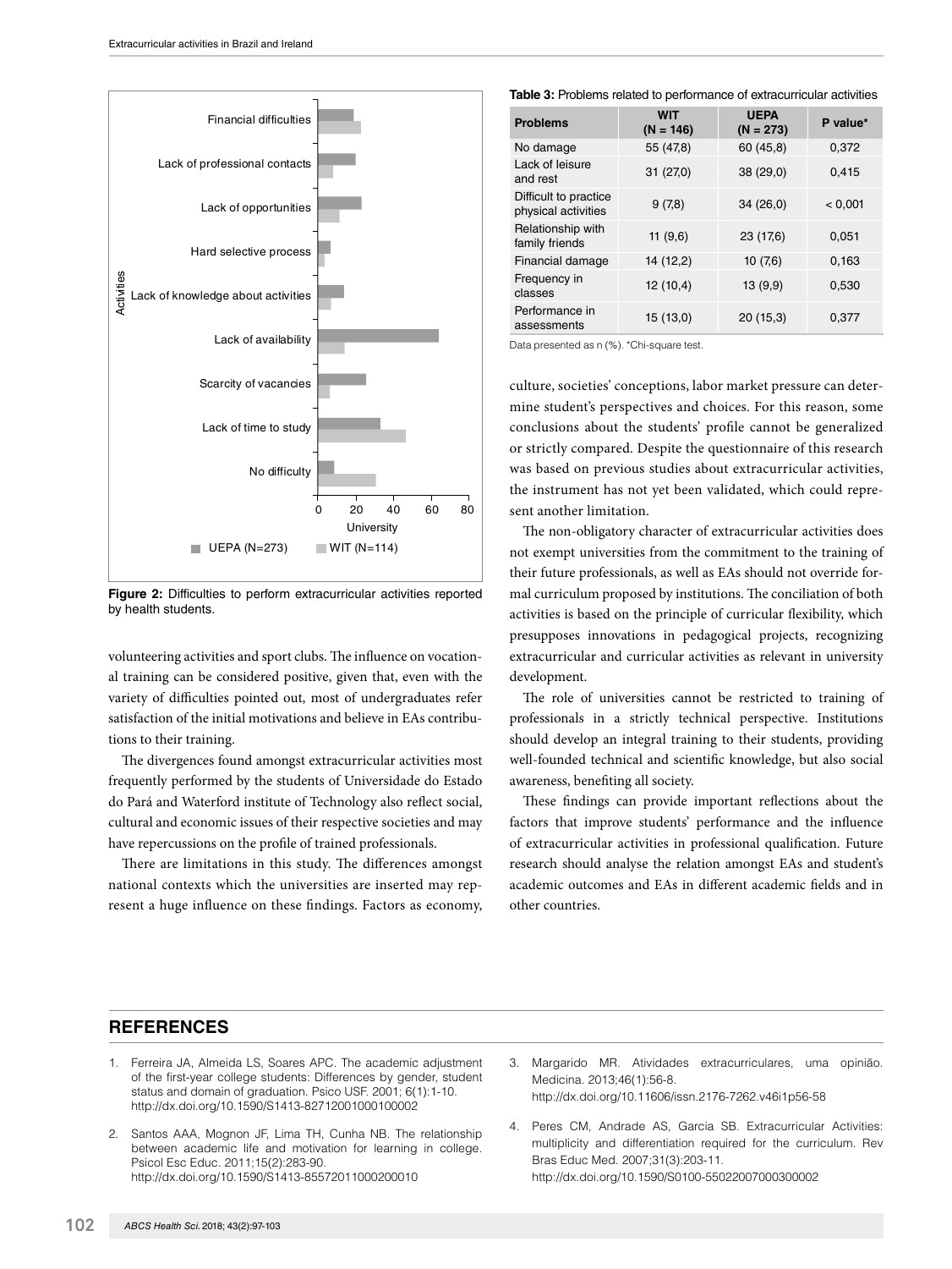Figure 2: Difficulties to perform extracurricular activities reported by health students.

volunteering activities and sport clubs. The influence on vocational training can be considered positive, given that, even with the variety of difficulties pointed out, most of undergraduates refer satisfaction of the initial motivations and believe in EAs contributions to their training.

The divergences found amongst extracurricular activities most frequently performed by the students of Universidade do Estado do Pará and Waterford institute of Technology also reflect social, cultural and economic issues of their respective societies and may have repercussions on the profile of trained professionals.

There are limitations in this study. The differences amongst national contexts which the universities are inserted may represent a huge influence on these findings. Factors as economy, culture, societies' conceptions, labor market pressure can determine student's perspectives and choices. For this reason, some conclusions about the students' profile cannot be generalized or strictly compared. Despite the questionnaire of this research was based on previous studies about extracurricular activities, the instrument has not yet been validated, which could represent another limitation.

The non-obligatory character of extracurricular activities does not exempt universities from the commitment to the training of their future professionals, as well as EAs should not override formal curriculum proposed by institutions. The conciliation of both activities is based on the principle of curricular flexibility, which presupposes innovations in pedagogical projects, recognizing extracurricular and curricular activities as relevant in university development.

The role of universities cannot be restricted to training of professionals in a strictly technical perspective. Institutions should develop an integral training to their students, providing well-founded technical and scientific knowledge, but also social awareness, benefiting all society.

These findings can provide important reflections about the factors that improve students' performance and the influence of extracurricular activities in professional qualification. Future research should analyse the relation amongst EAs and student's academic outcomes and EAs in different academic fields and in other countries.

**Table 3:** Problems related to performance of extracurricular activities

| Problems | WIT (N = 146) | UEPA (N = 273) | P value* |
|---|---|---|---|
| No damage | 55 (47,8) | 60 (45,8) | 0,372 |
| Lack of leisure and rest | 31 (27,0) | 38 (29,0) | 0,415 |
| Difficult to practice physical activities | 9 (7,8) | 34 (26,0) | < 0,001 |
| Relationship with family friends | 11 (9,6) | 23 (17,6) | 0,051 |
| Financial damage | 14 (12,2) | 10 (7,6) | 0,163 |
| Frequency in classes | 12 (10,4) | 13 (9,9) | 0,530 |
| Performance in assessments | 15 (13,0) | 20 (15,3) | 0,377 |

Data presented as n (%). *Chi-square test.

## REFERENCES

1. Ferreira JA, Almeida LS, Soares APC. The academic adjustment of the first-year college students: Differences by gender, student status and domain of graduation. Psico USF. 2001; 6(1):1-10. http://dx.doi.org/10.1590/S1413-82712001000100002
2. Santos AAA, Mognon JF, Lima TH, Cunha NB. The relationship between academic life and motivation for learning in college. Psicol Esc Educ. 2011;15(2):283-90. http://dx.doi.org/10.1590/S1413-85572011000200010
3. Margarido MR. Atividades extracurriculares, uma opinião. Medicina. 2013;46(1):56-8. http://dx.doi.org/10.11606/issn.2176-7262.v46i1p56-58
4. Peres CM, Andrade AS, Garcia SB. Extracurricular Activities: multiplicity and differentiation required for the curriculum. Rev Bras Educ Med. 2007;31(3):203-11. http://dx.doi.org/10.1590/S0100-55022007000300002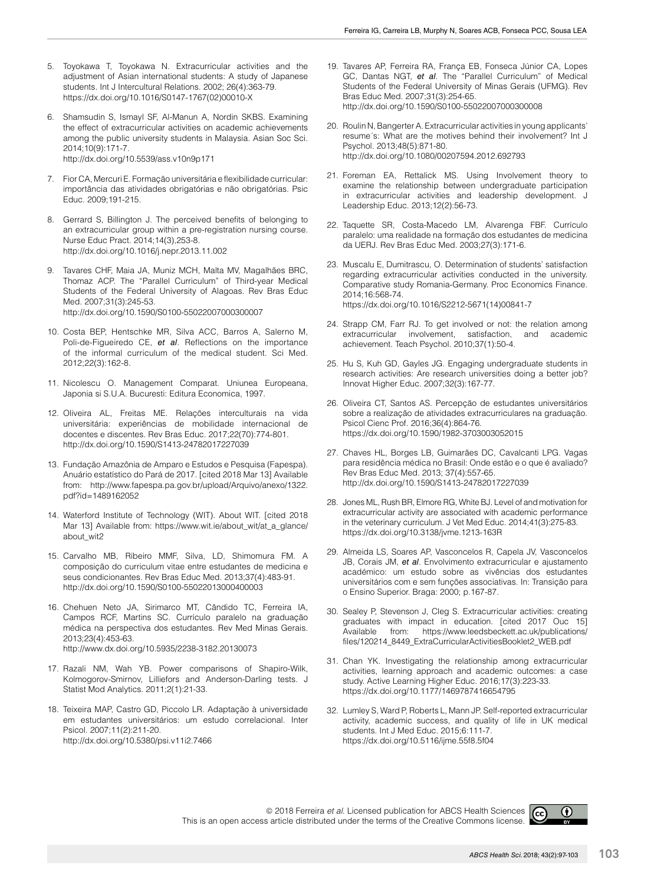5. Toyokawa T, Toyokawa N. Extracurricular activities and the adjustment of Asian international students: A study of Japanese students. Int J Intercultural Relations. 2002; 26(4):363-79. https://dx.doi.org/10.1016/S0147-1767(02)00010-X

6. Shamsudin S, Ismayl SF, Al-Manun A, Nordin SKBS. Examining the effect of extracurricular activities on academic achievements among the public university students in Malaysia. Asian Soc Sci. 2014;10(9):171-7. http://dx.doi.org/10.5539/ass.v10n9p171

7. Fior CA, Mercuri E. Formação universitária e flexibilidade curricular: importância das atividades obrigatórias e não obrigatórias. Psic Educ. 2009;191-215.

8. Gerrard S, Billington J. The perceived benefits of belonging to an extracurricular group within a pre-registration nursing course. Nurse Educ Pract. 2014;14(3),253-8. http://dx.doi.org/10.1016/j.nepr.2013.11.002

9. Tavares CHF, Maia JA, Muniz MCH, Malta MV, Magalhães BRC, Thomaz ACP. The "Parallel Curriculum" of Third-year Medical Students of the Federal University of Alagoas. Rev Bras Educ Med. 2007;31(3):245-53. http://dx.doi.org/10.1590/S0100-55022007000300007

10. Costa BEP, Hentschke MR, Silva ACC, Barros A, Salerno M, Poli-de-Figueiredo CE, *et al*. Reflections on the importance of the informal curriculum of the medical student. Sci Med. 2012;22(3):162-8.

11. Nicolescu O. Management Comparat. Uniunea Europeana, Japonia si S.U.A. Bucuresti: Editura Economica, 1997.

12. Oliveira AL, Freitas ME. Relações interculturais na vida universitária: experiências de mobilidade internacional de docentes e discentes. Rev Bras Educ. 2017;22(70):774-801. http://dx.doi.org/10.1590/S1413-24782017227039

13. Fundação Amazônia de Amparo e Estudos e Pesquisa (Fapespa). Anuário estatístico do Pará de 2017. [cited 2018 Mar 13] Available from: http://www.fapespa.pa.gov.br/upload/Arquivo/anexo/1322.pdf?id=1489162052

14. Waterford Institute of Technology (WIT). About WIT. [cited 2018 Mar 13] Available from: https://www.wit.ie/about_wit/at_a_glance/about_wit2

15. Carvalho MB, Ribeiro MMF, Silva, LD, Shimomura FM. A composição do curriculum vitae entre estudantes de medicina e seus condicionantes. Rev Bras Educ Med. 2013;37(4):483-91. http://dx.doi.org/10.1590/S0100-55022013000400003

16. Chehuen Neto JA, Sirimarco MT, Cândido TC, Ferreira IA, Campos RCF, Martins SC. Currículo paralelo na graduação médica na perspectiva dos estudantes. Rev Med Minas Gerais. 2013;23(4):453-63. http://www.dx.doi.org/10.5935/2238-3182.20130073

17. Razali NM, Wah YB. Power comparisons of Shapiro-Wilk, Kolmogorov-Smirnov, Lilliefors and Anderson-Darling tests. J Statist Mod Analytics. 2011;2(1):21-33.

18. Teixeira MAP, Castro GD, Piccolo LR. Adaptação à universidade em estudantes universitários: um estudo correlacional. Inter Psicol. 2007;11(2):211-20. http://dx.doi.org/10.5380/psi.v11i2.7466

19. Tavares AP, Ferreira RA, França EB, Fonseca Júnior CA, Lopes GC, Dantas NGT, *et al*. The "Parallel Curriculum" of Medical Students of the Federal University of Minas Gerais (UFMG). Rev Bras Educ Med. 2007;31(3):254-65. http://dx.doi.org/10.1590/S0100-55022007000300008

20. Roulin N, Bangerter A. Extracurricular activities in young applicants' resume´s: What are the motives behind their involvement? Int J Psychol. 2013;48(5):871-80. http://dx.doi.org/10.1080/00207594.2012.692793

21. Foreman EA, Rettalick MS. Using Involvement theory to examine the relationship between undergraduate participation in extracurricular activities and leadership development. J Leadership Educ. 2013;12(2):56-73.

22. Taquette SR, Costa-Macedo LM, Alvarenga FBF. Currículo paralelo: uma realidade na formação dos estudantes de medicina da UERJ. Rev Bras Educ Med. 2003;27(3):171-6.

23. Muscalu E, Dumitrascu, O. Determination of students' satisfaction regarding extracurricular activities conducted in the university. Comparative study Romania-Germany. Proc Economics Finance. 2014;16:568-74. https://dx.doi.org/10.1016/S2212-5671(14)00841-7

24. Strapp CM, Farr RJ. To get involved or not: the relation among extracurricular involvement, satisfaction, and academic achievement. Teach Psychol. 2010;37(1):50-4.

25. Hu S, Kuh GD, Gayles JG. Engaging undergraduate students in research activities: Are research universities doing a better job? Innovat Higher Educ. 2007;32(3):167-77.

26. Oliveira CT, Santos AS. Percepção de estudantes universitários sobre a realização de atividades extracurriculares na graduação. Psicol Cienc Prof. 2016;36(4):864-76. https://dx.doi.org/10.1590/1982-3703003052015

27. Chaves HL, Borges LB, Guimarães DC, Cavalcanti LPG. Vagas para residência médica no Brasil: Onde estão e o que é avaliado? Rev Bras Educ Med. 2013; 37(4):557-65. http://dx.doi.org/10.1590/S1413-24782017227039

28. Jones ML, Rush BR, Elmore RG, White BJ. Level of and motivation for extracurricular activity are associated with academic performance in the veterinary curriculum. J Vet Med Educ. 2014;41(3):275-83. https://dx.doi.org/10.3138/jvme.1213-163R

29. Almeida LS, Soares AP, Vasconcelos R, Capela JV, Vasconcelos JB, Corais JM, *et al*. Envolvimento extracurricular e ajustamento académico: um estudo sobre as vivências dos estudantes universitários com e sem funções associativas. In: Transição para o Ensino Superior. Braga: 2000; p.167-87.

30. Sealey P, Stevenson J, Cleg S. Extracurricular activities: creating graduates with impact in education. [cited 2017 Ouc 15] Available from: https://www.leedsbeckett.ac.uk/publications/files/120214_8449_ExtraCurricularActivitiesBooklet2_WEB.pdf

31. Chan YK. Investigating the relationship among extracurricular activities, learning approach and academic outcomes: a case study. Active Learning Higher Educ. 2016;17(3):223-33. https://dx.doi.org/10.1177/1469787416654795

32. Lumley S, Ward P, Roberts L, Mann JP. Self-reported extracurricular activity, academic success, and quality of life in UK medical students. Int J Med Educ. 2015;6:111-7. https://dx.doi.org/10.5116/ijme.55f8.5f04

© 2018 Ferreira *et al*. Licensed publication for ABCS Health Sciences
This is an open access article distributed under the terms of the Creative Commons license.